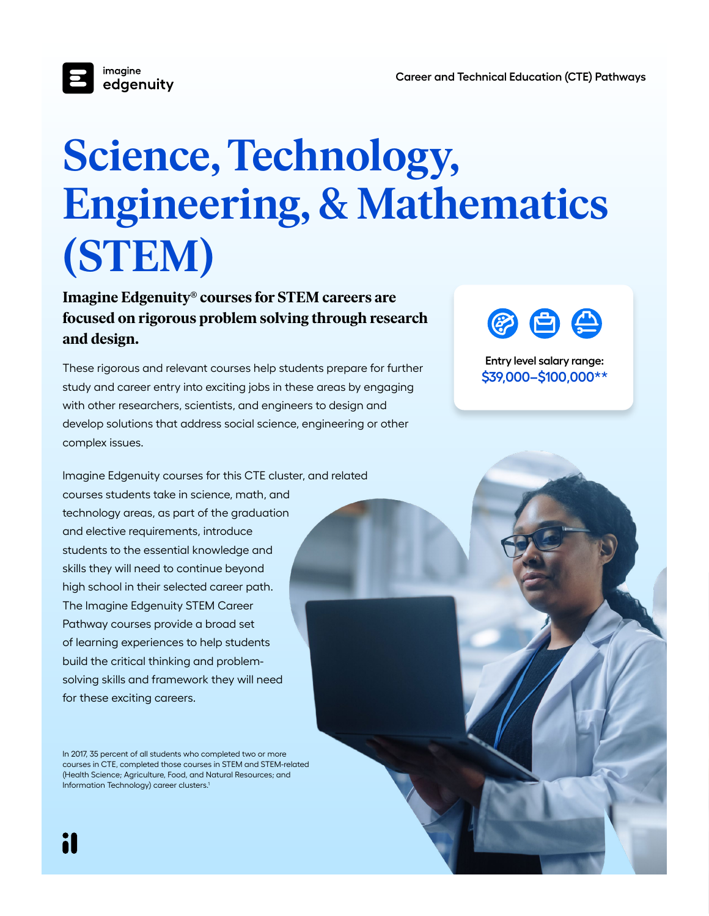Career and Technical Education (CTE) Pathways

# Science, Technology, Engineering, & Mathematics (STEM)

**Imagine Edgenuity® courses for STEM careers are focused on rigorous problem solving through research and design.**

These rigorous and relevant courses help students prepare for further study and career entry into exciting jobs in these areas by engaging with other researchers, scientists, and engineers to design and develop solutions that address social science, engineering or other complex issues.

Entry level salary range:
**$39,000–$100,000****

Imagine Edgenuity courses for this CTE cluster, and related courses students take in science, math, and technology areas, as part of the graduation and elective requirements, introduce students to the essential knowledge and skills they will need to continue beyond high school in their selected career path. The Imagine Edgenuity STEM Career Pathway courses provide a broad set of learning experiences to help students build the critical thinking and problem-solving skills and framework they will need for these exciting careers.

In 2017, 35 percent of all students who completed two or more courses in CTE, completed those courses in STEM and STEM-related (Health Science; Agriculture, Food, and Natural Resources; and Information Technology) career clusters.[1]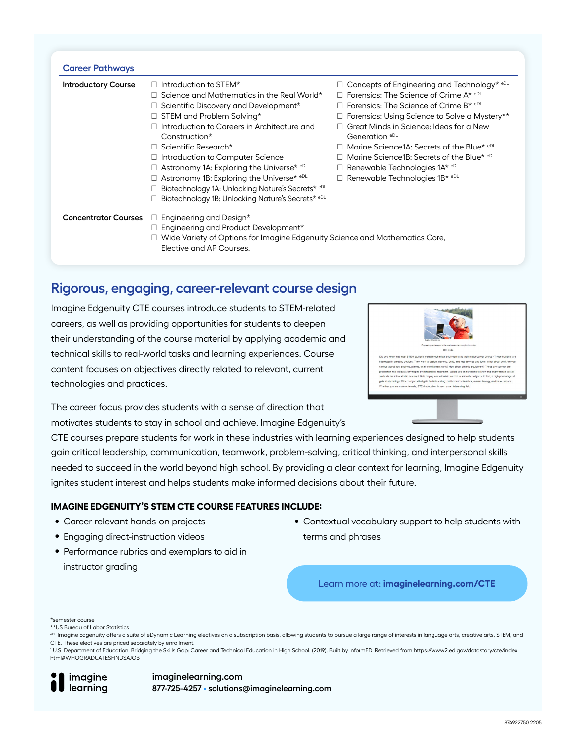## Career Pathways

| | | |
|---|---|---|
| **Introductory Course** | ☐ Introduction to STEM*<br>☐ Science and Mathematics in the Real World*<br>☐ Scientific Discovery and Development*<br>☐ STEM and Problem Solving*<br>☐ Introduction to Careers in Architecture and Construction*<br>☐ Scientific Research*<br>☐ Introduction to Computer Science<br>☐ Astronomy 1A: Exploring the Universe* eDL<br>☐ Astronomy 1B: Exploring the Universe* eDL<br>☐ Biotechnology 1A: Unlocking Nature's Secrets* eDL<br>☐ Biotechnology 1B: Unlocking Nature's Secrets* eDL | ☐ Concepts of Engineering and Technology* eDL<br>☐ Forensics: The Science of Crime A* eDL<br>☐ Forensics: The Science of Crime B* eDL<br>☐ Forensics: Using Science to Solve a Mystery**<br>☐ Great Minds in Science: Ideas for a New Generation eDL<br>☐ Marine Science1A: Secrets of the Blue* eDL<br>☐ Marine Science1B: Secrets of the Blue* eDL<br>☐ Renewable Technologies 1A* eDL<br>☐ Renewable Technologies 1B* eDL |
| **Concentrator Courses** | ☐ Engineering and Design*<br>☐ Engineering and Product Development*<br>☐ Wide Variety of Options for Imagine Edgenuity Science and Mathematics Core, Elective and AP Courses. | |

## Rigorous, engaging, career-relevant course design

Imagine Edgenuity CTE courses introduce students to STEM-related careers, as well as providing opportunities for students to deepen their understanding of the course material by applying academic and technical skills to real-world tasks and learning experiences. Course content focuses on objectives directly related to relevant, current technologies and practices.

The career focus provides students with a sense of direction that motivates students to stay in school and achieve. Imagine Edgenuity's CTE courses prepare students for work in these industries with learning experiences designed to help students gain critical leadership, communication, teamwork, problem-solving, critical thinking, and interpersonal skills needed to succeed in the world beyond high school. By providing a clear context for learning, Imagine Edgenuity ignites student interest and helps students make informed decisions about their future.

**IMAGINE EDGENUITY'S STEM CTE COURSE FEATURES INCLUDE:**

- Career-relevant hands-on projects
- Engaging direct-instruction videos
- Performance rubrics and exemplars to aid in instructor grading
- Contextual vocabulary support to help students with terms and phrases

Learn more at: **imaginelearning.com/CTE**

*semester course
**US Bureau of Labor Statistics
eDL Imagine Edgenuity offers a suite of eDynamic Learning electives on a subscription basis, allowing students to pursue a large range of interests in language arts, creative arts, STEM, and CTE. These electives are priced separately by enrollment.
[1] U.S. Department of Education. Bridging the Skills Gap: Career and Technical Education in High School. (2019). Built by InformED. Retrieved from https://www2.ed.gov/datastory/cte/index.html#WHOGRADUATESFINDSAJOB

imagine learning

**imaginelearning.com**
**877-725-4257 • solutions@imaginelearning.com**

874922750 2205